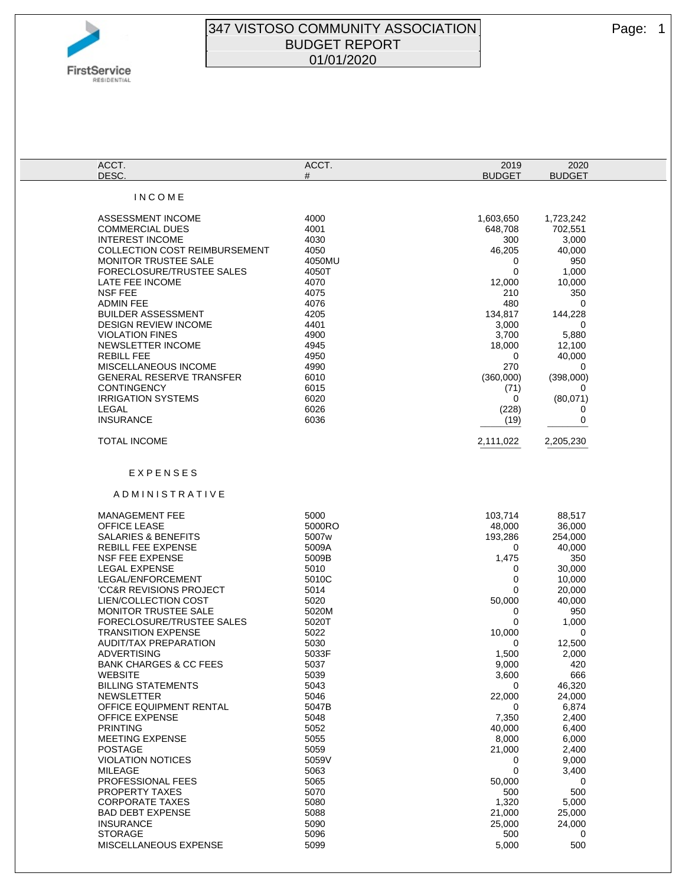# 347 VISTOSO COMMUNITY ASSOCIATION
## BUDGET REPORT
## 01/01/2020

| ACCT. DESC. | ACCT. # | 2019 BUDGET | 2020 BUDGET |
|---|---|---|---|
| **INCOME** | | | |
| ASSESSMENT INCOME | 4000 | 1,603,650 | 1,723,242 |
| COMMERCIAL DUES | 4001 | 648,708 | 702,551 |
| INTEREST INCOME | 4030 | 300 | 3,000 |
| COLLECTION COST REIMBURSEMENT | 4050 | 46,205 | 40,000 |
| MONITOR TRUSTEE SALE | 4050MU | 0 | 950 |
| FORECLOSURE/TRUSTEE SALES | 4050T | 0 | 1,000 |
| LATE FEE INCOME | 4070 | 12,000 | 10,000 |
| NSF FEE | 4075 | 210 | 350 |
| ADMIN FEE | 4076 | 480 | 0 |
| BUILDER ASSESSMENT | 4205 | 134,817 | 144,228 |
| DESIGN REVIEW INCOME | 4401 | 3,000 | 0 |
| VIOLATION FINES | 4900 | 3,700 | 5,880 |
| NEWSLETTER INCOME | 4945 | 18,000 | 12,100 |
| REBILL FEE | 4950 | 0 | 40,000 |
| MISCELLANEOUS INCOME | 4990 | 270 | 0 |
| GENERAL RESERVE TRANSFER | 6010 | (360,000) | (398,000) |
| CONTINGENCY | 6015 | (71) | 0 |
| IRRIGATION SYSTEMS | 6020 | 0 | (80,071) |
| LEGAL | 6026 | (228) | 0 |
| INSURANCE | 6036 | (19) | 0 |
| TOTAL INCOME | | 2,111,022 | 2,205,230 |

## EXPENSES

### ADMINISTRATIVE

| ACCT. DESC. | ACCT. # | 2019 BUDGET | 2020 BUDGET |
|---|---|---|---|
| MANAGEMENT FEE | 5000 | 103,714 | 88,517 |
| OFFICE LEASE | 5000RO | 48,000 | 36,000 |
| SALARIES & BENEFITS | 5007w | 193,286 | 254,000 |
| REBILL FEE EXPENSE | 5009A | 0 | 40,000 |
| NSF FEE EXPENSE | 5009B | 1,475 | 350 |
| LEGAL EXPENSE | 5010 | 0 | 30,000 |
| LEGAL/ENFORCEMENT | 5010C | 0 | 10,000 |
| 'CC&R REVISIONS PROJECT | 5014 | 0 | 20,000 |
| LIEN/COLLECTION COST | 5020 | 50,000 | 40,000 |
| MONITOR TRUSTEE SALE | 5020M | 0 | 950 |
| FORECLOSURE/TRUSTEE SALES | 5020T | 0 | 1,000 |
| TRANSITION EXPENSE | 5022 | 10,000 | 0 |
| AUDIT/TAX PREPARATION | 5030 | 0 | 12,500 |
| ADVERTISING | 5033F | 1,500 | 2,000 |
| BANK CHARGES & CC FEES | 5037 | 9,000 | 420 |
| WEBSITE | 5039 | 3,600 | 666 |
| BILLING STATEMENTS | 5043 | 0 | 46,320 |
| NEWSLETTER | 5046 | 22,000 | 24,000 |
| OFFICE EQUIPMENT RENTAL | 5047B | 0 | 6,874 |
| OFFICE EXPENSE | 5048 | 7,350 | 2,400 |
| PRINTING | 5052 | 40,000 | 6,400 |
| MEETING EXPENSE | 5055 | 8,000 | 6,000 |
| POSTAGE | 5059 | 21,000 | 2,400 |
| VIOLATION NOTICES | 5059V | 0 | 9,000 |
| MILEAGE | 5063 | 0 | 3,400 |
| PROFESSIONAL FEES | 5065 | 50,000 | 0 |
| PROPERTY TAXES | 5070 | 500 | 500 |
| CORPORATE TAXES | 5080 | 1,320 | 5,000 |
| BAD DEBT EXPENSE | 5088 | 21,000 | 25,000 |
| INSURANCE | 5090 | 25,000 | 24,000 |
| STORAGE | 5096 | 500 | 0 |
| MISCELLANEOUS EXPENSE | 5099 | 5,000 | 500 |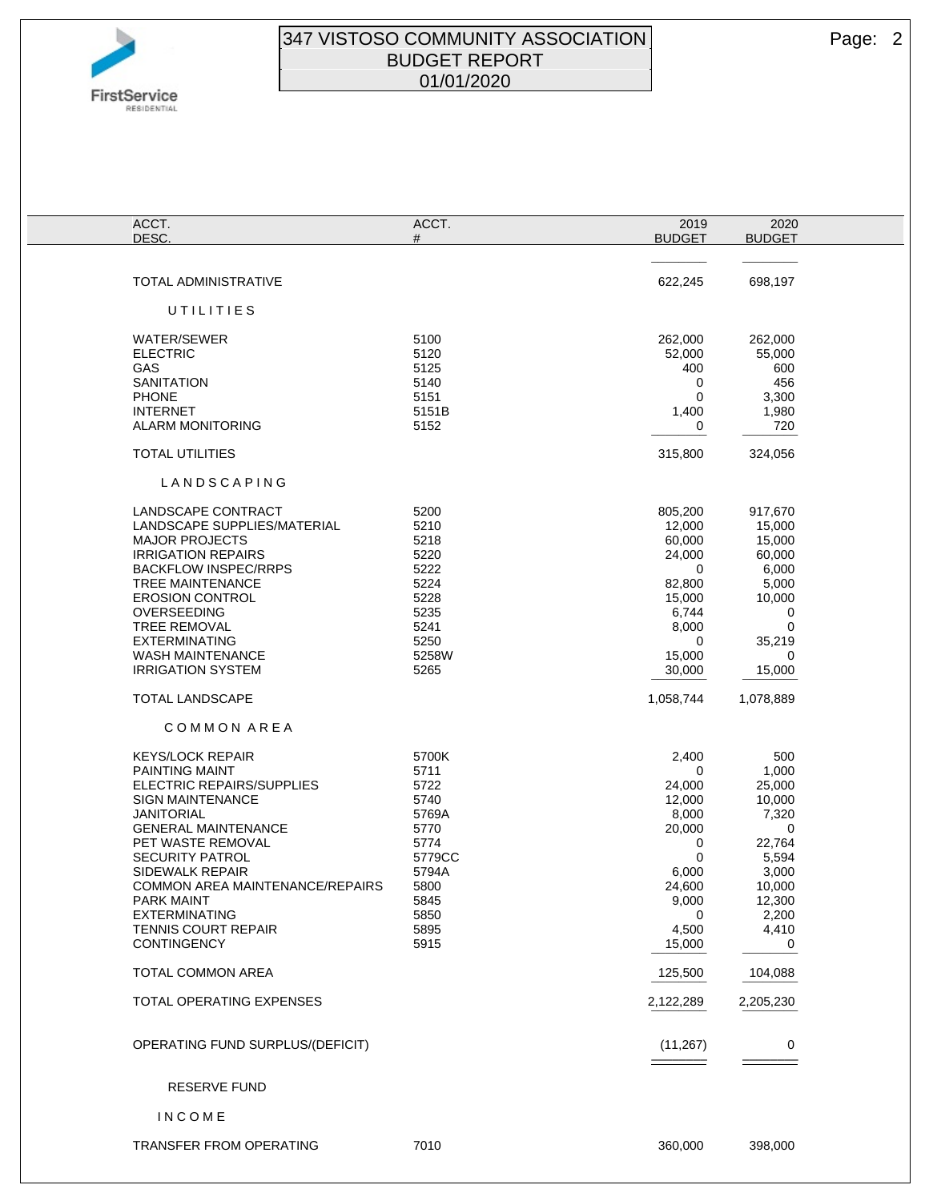# 347 VISTOSO COMMUNITY ASSOCIATION
## BUDGET REPORT
### 01/01/2020

| ACCT. DESC. | ACCT. # | 2019 BUDGET | 2020 BUDGET |
|---|---|---|---|
| TOTAL ADMINISTRATIVE | | 622,245 | 698,197 |
| **U T I L I T I E S** | | | |
| WATER/SEWER | 5100 | 262,000 | 262,000 |
| ELECTRIC | 5120 | 52,000 | 55,000 |
| GAS | 5125 | 400 | 600 |
| SANITATION | 5140 | 0 | 456 |
| PHONE | 5151 | 0 | 3,300 |
| INTERNET | 5151B | 1,400 | 1,980 |
| ALARM MONITORING | 5152 | 0 | 720 |
| TOTAL UTILITIES | | 315,800 | 324,056 |
| **L A N D S C A P I N G** | | | |
| LANDSCAPE CONTRACT | 5200 | 805,200 | 917,670 |
| LANDSCAPE SUPPLIES/MATERIAL | 5210 | 12,000 | 15,000 |
| MAJOR PROJECTS | 5218 | 60,000 | 15,000 |
| IRRIGATION REPAIRS | 5220 | 24,000 | 60,000 |
| BACKFLOW INSPEC/RRPS | 5222 | 0 | 6,000 |
| TREE MAINTENANCE | 5224 | 82,800 | 5,000 |
| EROSION CONTROL | 5228 | 15,000 | 10,000 |
| OVERSEEDING | 5235 | 6,744 | 0 |
| TREE REMOVAL | 5241 | 8,000 | 0 |
| EXTERMINATING | 5250 | 0 | 35,219 |
| WASH MAINTENANCE | 5258W | 15,000 | 0 |
| IRRIGATION SYSTEM | 5265 | 30,000 | 15,000 |
| TOTAL LANDSCAPE | | 1,058,744 | 1,078,889 |
| **C O M M O N A R E A** | | | |
| KEYS/LOCK REPAIR | 5700K | 2,400 | 500 |
| PAINTING MAINT | 5711 | 0 | 1,000 |
| ELECTRIC REPAIRS/SUPPLIES | 5722 | 24,000 | 25,000 |
| SIGN MAINTENANCE | 5740 | 12,000 | 10,000 |
| JANITORIAL | 5769A | 8,000 | 7,320 |
| GENERAL MAINTENANCE | 5770 | 20,000 | 0 |
| PET WASTE REMOVAL | 5774 | 0 | 22,764 |
| SECURITY PATROL | 5779CC | 0 | 5,594 |
| SIDEWALK REPAIR | 5794A | 6,000 | 3,000 |
| COMMON AREA MAINTENANCE/REPAIRS | 5800 | 24,600 | 10,000 |
| PARK MAINT | 5845 | 9,000 | 12,300 |
| EXTERMINATING | 5850 | 0 | 2,200 |
| TENNIS COURT REPAIR | 5895 | 4,500 | 4,410 |
| CONTINGENCY | 5915 | 15,000 | 0 |
| TOTAL COMMON AREA | | 125,500 | 104,088 |
| TOTAL OPERATING EXPENSES | | 2,122,289 | 2,205,230 |
| OPERATING FUND SURPLUS/(DEFICIT) | | (11,267) | 0 |
| **RESERVE FUND** | | | |
| **I N C O M E** | | | |
| TRANSFER FROM OPERATING | 7010 | 360,000 | 398,000 |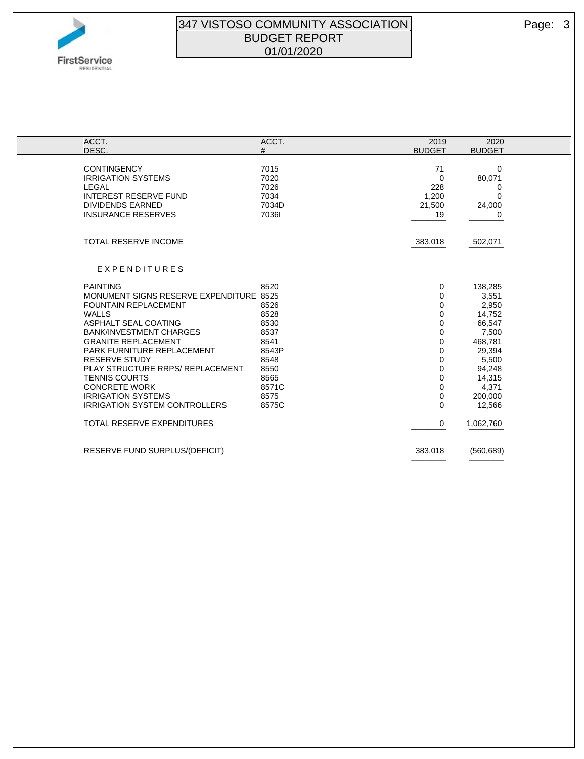# 347 VISTOSO COMMUNITY ASSOCIATION
## BUDGET REPORT
## 01/01/2020

| ACCT. DESC. | ACCT. # | 2019 BUDGET | 2020 BUDGET |
|---|---|---|---|
| CONTINGENCY | 7015 | 71 | 0 |
| IRRIGATION SYSTEMS | 7020 | 0 | 80,071 |
| LEGAL | 7026 | 228 | 0 |
| INTEREST RESERVE FUND | 7034 | 1,200 | 0 |
| DIVIDENDS EARNED | 7034D | 21,500 | 24,000 |
| INSURANCE RESERVES | 7036I | 19 | 0 |
| TOTAL RESERVE INCOME | | 383,018 | 502,071 |
| **EXPENDITURES** | | | |
| PAINTING | 8520 | 0 | 138,285 |
| MONUMENT SIGNS RESERVE EXPENDITURE | 8525 | 0 | 3,551 |
| FOUNTAIN REPLACEMENT | 8526 | 0 | 2,950 |
| WALLS | 8528 | 0 | 14,752 |
| ASPHALT SEAL COATING | 8530 | 0 | 66,547 |
| BANK/INVESTMENT CHARGES | 8537 | 0 | 7,500 |
| GRANITE REPLACEMENT | 8541 | 0 | 468,781 |
| PARK FURNITURE REPLACEMENT | 8543P | 0 | 29,394 |
| RESERVE STUDY | 8548 | 0 | 5,500 |
| PLAY STRUCTURE RRPS/ REPLACEMENT | 8550 | 0 | 94,248 |
| TENNIS COURTS | 8565 | 0 | 14,315 |
| CONCRETE WORK | 8571C | 0 | 4,371 |
| IRRIGATION SYSTEMS | 8575 | 0 | 200,000 |
| IRRIGATION SYSTEM CONTROLLERS | 8575C | 0 | 12,566 |
| TOTAL RESERVE EXPENDITURES | | 0 | 1,062,760 |
| RESERVE FUND SURPLUS/(DEFICIT) | | 383,018 | (560,689) |